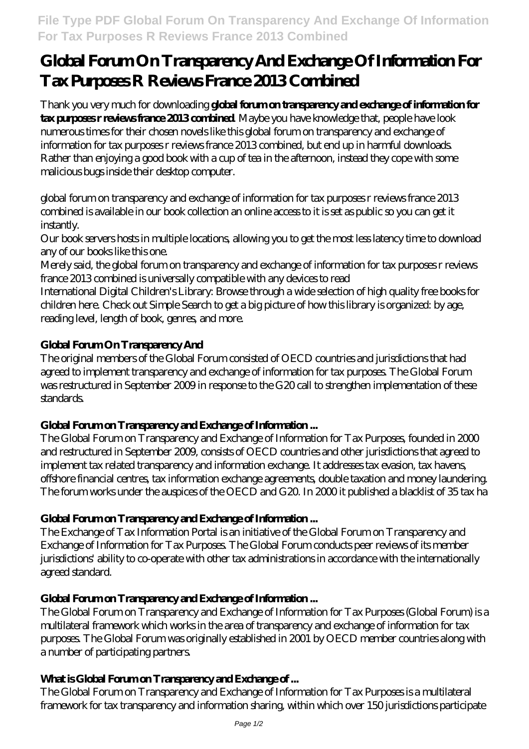# Global Forum On Transparency And Exchange Of Information For Tax Purposes R Reviews France 2013 Combined

Thank you very much for downloading **global forum on transparency and exchange of information for tax purposes r reviews france 2013 combined**. Maybe you have knowledge that, people have look numerous times for their chosen novels like this global forum on transparency and exchange of information for tax purposes r reviews france 2013 combined, but end up in harmful downloads. Rather than enjoying a good book with a cup of tea in the afternoon, instead they cope with some malicious bugs inside their desktop computer.

global forum on transparency and exchange of information for tax purposes r reviews france 2013 combined is available in our book collection an online access to it is set as public so you can get it instantly.

Our book servers hosts in multiple locations, allowing you to get the most less latency time to download any of our books like this one.

Merely said, the global forum on transparency and exchange of information for tax purposes r reviews france 2013 combined is universally compatible with any devices to read

International Digital Children's Library: Browse through a wide selection of high quality free books for children here. Check out Simple Search to get a big picture of how this library is organized: by age, reading level, length of book, genres, and more.

## Global Forum On Transparency And

The original members of the Global Forum consisted of OECD countries and jurisdictions that had agreed to implement transparency and exchange of information for tax purposes. The Global Forum was restructured in September 2009 in response to the G20 call to strengthen implementation of these standards.

## Global Forum on Transparency and Exchange of Information ...

The Global Forum on Transparency and Exchange of Information for Tax Purposes, founded in 2000 and restructured in September 2009, consists of OECD countries and other jurisdictions that agreed to implement tax related transparency and information exchange. It addresses tax evasion, tax havens, offshore financial centres, tax information exchange agreements, double taxation and money laundering. The forum works under the auspices of the OECD and G20. In 2000 it published a blacklist of 35 tax ha

## Global Forum on Transparency and Exchange of Information ...

The Exchange of Tax Information Portal is an initiative of the Global Forum on Transparency and Exchange of Information for Tax Purposes. The Global Forum conducts peer reviews of its member jurisdictions' ability to co-operate with other tax administrations in accordance with the internationally agreed standard.

## Global Forum on Transparency and Exchange of Information ...

The Global Forum on Transparency and Exchange of Information for Tax Purposes (Global Forum) is a multilateral framework which works in the area of transparency and exchange of information for tax purposes. The Global Forum was originally established in 2001 by OECD member countries along with a number of participating partners.

## What is Global Forum on Transparency and Exchange of ...

The Global Forum on Transparency and Exchange of Information for Tax Purposes is a multilateral framework for tax transparency and information sharing, within which over 150 jurisdictions participate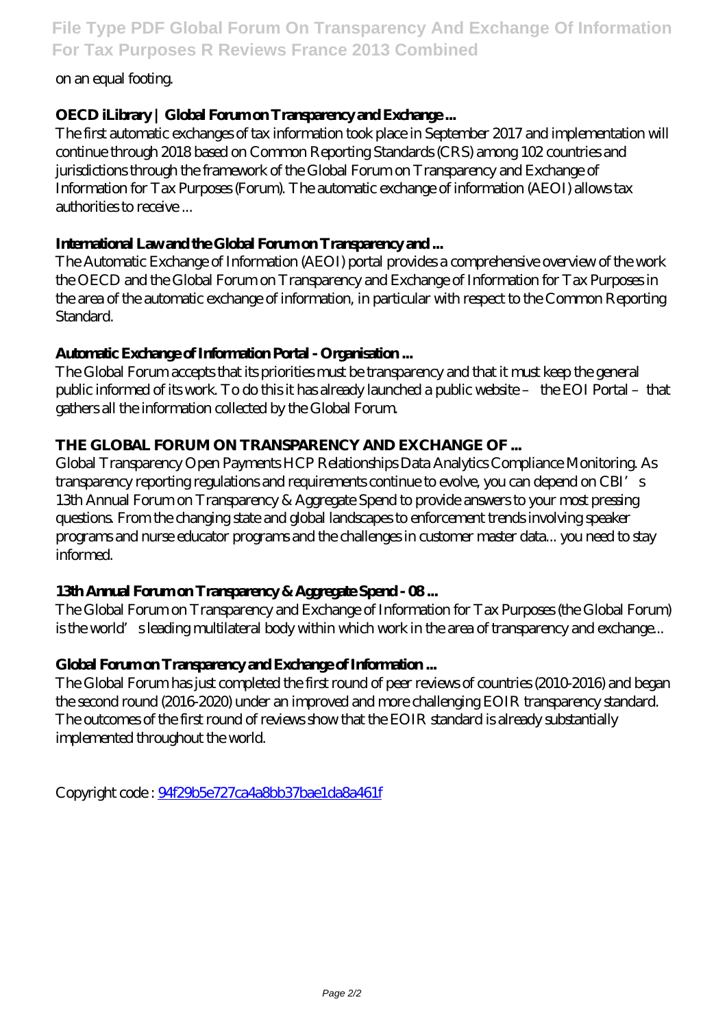on an equal footing.

**OECD iLibrary | Global Forum on Transparency and Exchange ...**

The first automatic exchanges of tax information took place in September 2017 and implementation will continue through 2018 based on Common Reporting Standards (CRS) among 102 countries and jurisdictions through the framework of the Global Forum on Transparency and Exchange of Information for Tax Purposes (Forum). The automatic exchange of information (AEOI) allows tax authorities to receive ...

**International Law and the Global Forum on Transparency and ...**

The Automatic Exchange of Information (AEOI) portal provides a comprehensive overview of the work the OECD and the Global Forum on Transparency and Exchange of Information for Tax Purposes in the area of the automatic exchange of information, in particular with respect to the Common Reporting Standard.

**Automatic Exchange of Information Portal - Organisation ...**

The Global Forum accepts that its priorities must be transparency and that it must keep the general public informed of its work. To do this it has already launched a public website – the EOI Portal – that gathers all the information collected by the Global Forum.

**THE GLOBAL FORUM ON TRANSPARENCY AND EXCHANGE OF ...**

Global Transparency Open Payments HCP Relationships Data Analytics Compliance Monitoring. As transparency reporting regulations and requirements continue to evolve, you can depend on CBI's 13th Annual Forum on Transparency & Aggregate Spend to provide answers to your most pressing questions. From the changing state and global landscapes to enforcement trends involving speaker programs and nurse educator programs and the challenges in customer master data... you need to stay informed.

**13th Annual Forum on Transparency & Aggregate Spend - 08 ...**

The Global Forum on Transparency and Exchange of Information for Tax Purposes (the Global Forum) is the world's leading multilateral body within which work in the area of transparency and exchange...

**Global Forum on Transparency and Exchange of Information ...**

The Global Forum has just completed the first round of peer reviews of countries (2010-2016) and began the second round (2016-2020) under an improved and more challenging EOIR transparency standard. The outcomes of the first round of reviews show that the EOIR standard is already substantially implemented throughout the world.

Copyright code : 94f29b5e727ca4a8bb37bae1da8a461f